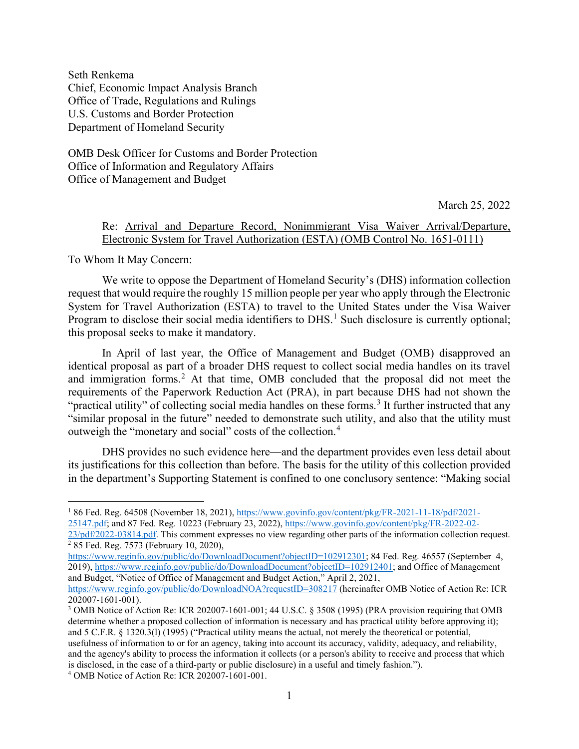Seth Renkema
Chief, Economic Impact Analysis Branch
Office of Trade, Regulations and Rulings
U.S. Customs and Border Protection
Department of Homeland Security

OMB Desk Officer for Customs and Border Protection
Office of Information and Regulatory Affairs
Office of Management and Budget

March 25, 2022

Re: Arrival and Departure Record, Nonimmigrant Visa Waiver Arrival/Departure, Electronic System for Travel Authorization (ESTA) (OMB Control No. 1651-0111)

To Whom It May Concern:

We write to oppose the Department of Homeland Security's (DHS) information collection request that would require the roughly 15 million people per year who apply through the Electronic System for Travel Authorization (ESTA) to travel to the United States under the Visa Waiver Program to disclose their social media identifiers to DHS.[1] Such disclosure is currently optional; this proposal seeks to make it mandatory.

In April of last year, the Office of Management and Budget (OMB) disapproved an identical proposal as part of a broader DHS request to collect social media handles on its travel and immigration forms.[2] At that time, OMB concluded that the proposal did not meet the requirements of the Paperwork Reduction Act (PRA), in part because DHS had not shown the "practical utility" of collecting social media handles on these forms.[3] It further instructed that any "similar proposal in the future" needed to demonstrate such utility, and also that the utility must outweigh the "monetary and social" costs of the collection.[4]

DHS provides no such evidence here—and the department provides even less detail about its justifications for this collection than before. The basis for the utility of this collection provided in the department's Supporting Statement is confined to one conclusory sentence: "Making social

---

[1] 86 Fed. Reg. 64508 (November 18, 2021), https://www.govinfo.gov/content/pkg/FR-2021-11-18/pdf/2021-25147.pdf; and 87 Fed. Reg. 10223 (February 23, 2022), https://www.govinfo.gov/content/pkg/FR-2022-02-23/pdf/2022-03814.pdf. This comment expresses no view regarding other parts of the information collection request.

[2] 85 Fed. Reg. 7573 (February 10, 2020), https://www.reginfo.gov/public/do/DownloadDocument?objectID=102912301; 84 Fed. Reg. 46557 (September 4, 2019), https://www.reginfo.gov/public/do/DownloadDocument?objectID=102912401; and Office of Management and Budget, "Notice of Office of Management and Budget Action," April 2, 2021, https://www.reginfo.gov/public/do/DownloadNOA?requestID=308217 (hereinafter OMB Notice of Action Re: ICR 202007-1601-001).

[3] OMB Notice of Action Re: ICR 202007-1601-001; 44 U.S.C. § 3508 (1995) (PRA provision requiring that OMB determine whether a proposed collection of information is necessary and has practical utility before approving it); and 5 C.F.R. § 1320.3(l) (1995) ("Practical utility means the actual, not merely the theoretical or potential, usefulness of information to or for an agency, taking into account its accuracy, validity, adequacy, and reliability, and the agency's ability to process the information it collects (or a person's ability to receive and process that which is disclosed, in the case of a third-party or public disclosure) in a useful and timely fashion.").

[4] OMB Notice of Action Re: ICR 202007-1601-001.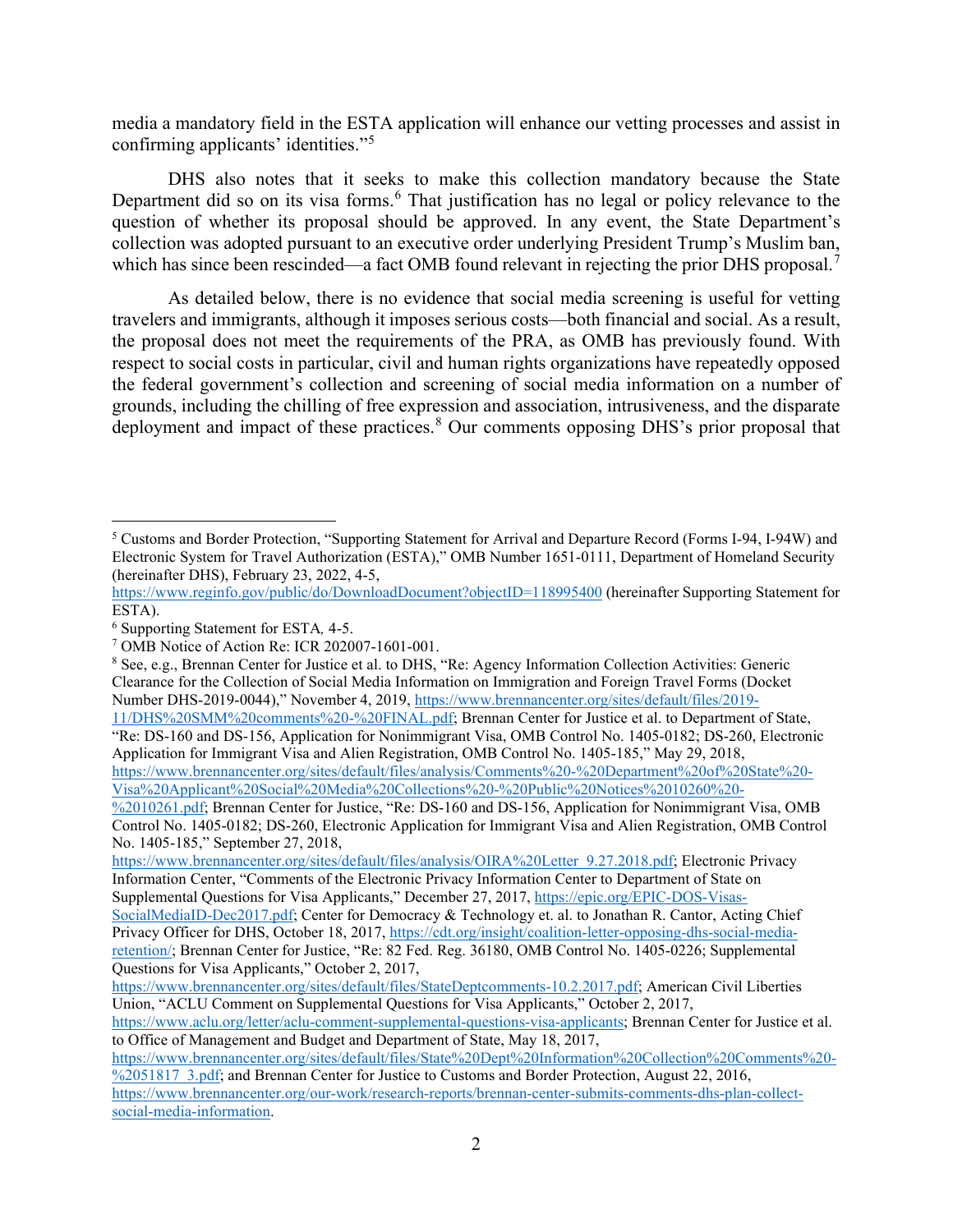media a mandatory field in the ESTA application will enhance our vetting processes and assist in confirming applicants' identities."[5]

DHS also notes that it seeks to make this collection mandatory because the State Department did so on its visa forms.[6] That justification has no legal or policy relevance to the question of whether its proposal should be approved. In any event, the State Department's collection was adopted pursuant to an executive order underlying President Trump's Muslim ban, which has since been rescinded—a fact OMB found relevant in rejecting the prior DHS proposal.[7]

As detailed below, there is no evidence that social media screening is useful for vetting travelers and immigrants, although it imposes serious costs—both financial and social. As a result, the proposal does not meet the requirements of the PRA, as OMB has previously found. With respect to social costs in particular, civil and human rights organizations have repeatedly opposed the federal government's collection and screening of social media information on a number of grounds, including the chilling of free expression and association, intrusiveness, and the disparate deployment and impact of these practices.[8] Our comments opposing DHS's prior proposal that

---

[5] Customs and Border Protection, "Supporting Statement for Arrival and Departure Record (Forms I-94, I-94W) and Electronic System for Travel Authorization (ESTA)," OMB Number 1651-0111, Department of Homeland Security (hereinafter DHS), February 23, 2022, 4-5, https://www.reginfo.gov/public/do/DownloadDocument?objectID=118995400 (hereinafter Supporting Statement for ESTA).

[6] Supporting Statement for ESTA, 4-5.

[7] OMB Notice of Action Re: ICR 202007-1601-001.

[8] See, e.g., Brennan Center for Justice et al. to DHS, "Re: Agency Information Collection Activities: Generic Clearance for the Collection of Social Media Information on Immigration and Foreign Travel Forms (Docket Number DHS-2019-0044)," November 4, 2019, https://www.brennancenter.org/sites/default/files/2019-11/DHS%20SMM%20comments%20-%20FINAL.pdf; Brennan Center for Justice et al. to Department of State, "Re: DS-160 and DS-156, Application for Nonimmigrant Visa, OMB Control No. 1405-0182; DS-260, Electronic Application for Immigrant Visa and Alien Registration, OMB Control No. 1405-185," May 29, 2018, https://www.brennancenter.org/sites/default/files/analysis/Comments%20-%20Department%20of%20State%20-Visa%20Applicant%20Social%20Media%20Collections%20-%20Public%20Notices%2010260%20-%2010261.pdf; Brennan Center for Justice, "Re: DS-160 and DS-156, Application for Nonimmigrant Visa, OMB Control No. 1405-0182; DS-260, Electronic Application for Immigrant Visa and Alien Registration, OMB Control No. 1405-185," September 27, 2018, https://www.brennancenter.org/sites/default/files/analysis/OIRA%20Letter_9.27.2018.pdf; Electronic Privacy Information Center, "Comments of the Electronic Privacy Information Center to Department of State on Supplemental Questions for Visa Applicants," December 27, 2017, https://epic.org/EPIC-DOS-Visas-SocialMediaID-Dec2017.pdf; Center for Democracy & Technology et. al. to Jonathan R. Cantor, Acting Chief Privacy Officer for DHS, October 18, 2017, https://cdt.org/insight/coalition-letter-opposing-dhs-social-media-retention/; Brennan Center for Justice, "Re: 82 Fed. Reg. 36180, OMB Control No. 1405-0226; Supplemental Questions for Visa Applicants," October 2, 2017, https://www.brennancenter.org/sites/default/files/StateDeptcomments-10.2.2017.pdf; American Civil Liberties Union, "ACLU Comment on Supplemental Questions for Visa Applicants," October 2, 2017, https://www.aclu.org/letter/aclu-comment-supplemental-questions-visa-applicants; Brennan Center for Justice et al. to Office of Management and Budget and Department of State, May 18, 2017, https://www.brennancenter.org/sites/default/files/State%20Dept%20Information%20Collection%20Comments%20-%2051817_3.pdf; and Brennan Center for Justice to Customs and Border Protection, August 22, 2016, https://www.brennancenter.org/our-work/research-reports/brennan-center-submits-comments-dhs-plan-collect-social-media-information.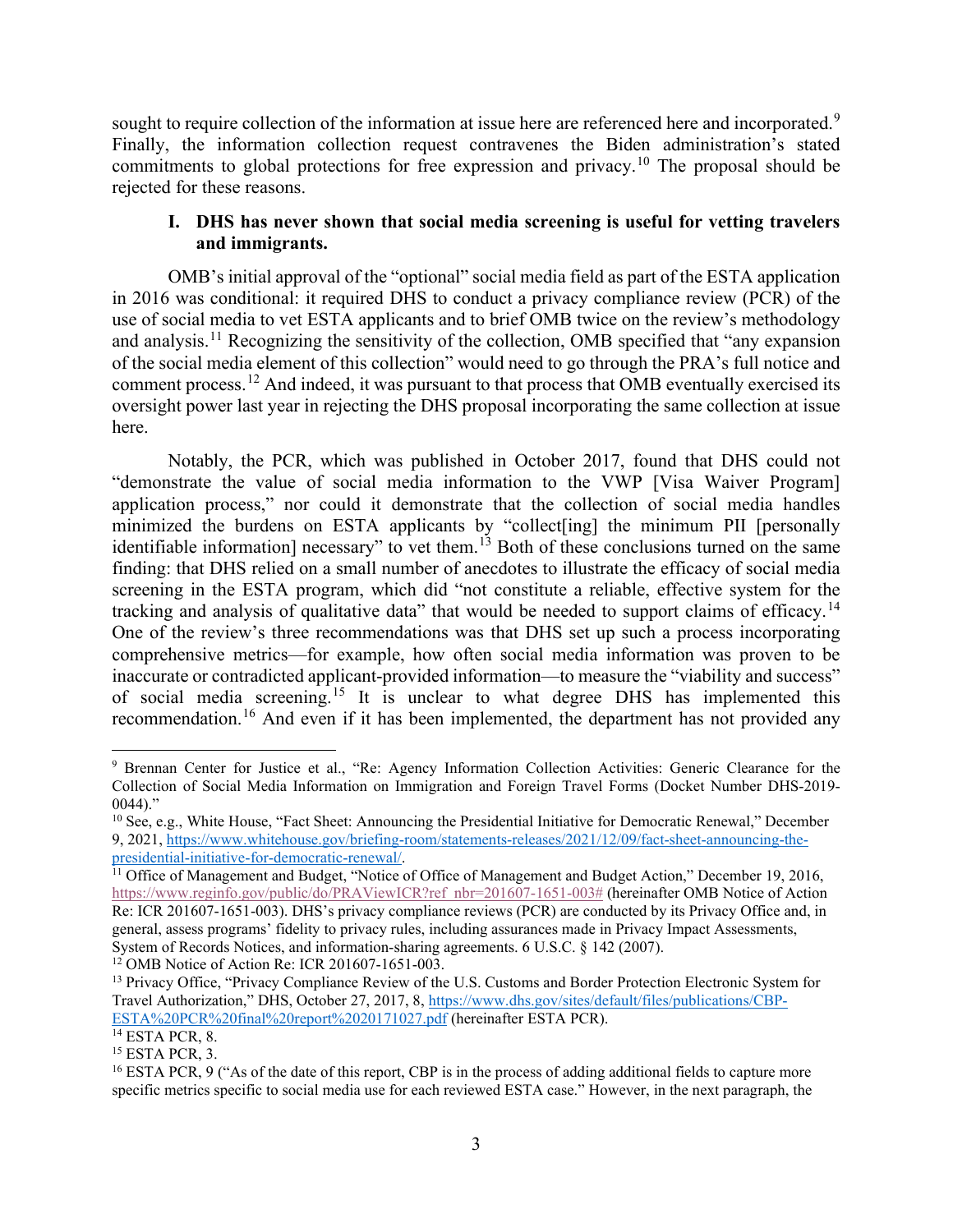sought to require collection of the information at issue here are referenced here and incorporated.[9] Finally, the information collection request contravenes the Biden administration's stated commitments to global protections for free expression and privacy.[10] The proposal should be rejected for these reasons.

## I. DHS has never shown that social media screening is useful for vetting travelers and immigrants.

OMB's initial approval of the "optional" social media field as part of the ESTA application in 2016 was conditional: it required DHS to conduct a privacy compliance review (PCR) of the use of social media to vet ESTA applicants and to brief OMB twice on the review's methodology and analysis.[11] Recognizing the sensitivity of the collection, OMB specified that "any expansion of the social media element of this collection" would need to go through the PRA's full notice and comment process.[12] And indeed, it was pursuant to that process that OMB eventually exercised its oversight power last year in rejecting the DHS proposal incorporating the same collection at issue here.

Notably, the PCR, which was published in October 2017, found that DHS could not "demonstrate the value of social media information to the VWP [Visa Waiver Program] application process," nor could it demonstrate that the collection of social media handles minimized the burdens on ESTA applicants by "collect[ing] the minimum PII [personally identifiable information] necessary" to vet them.[13] Both of these conclusions turned on the same finding: that DHS relied on a small number of anecdotes to illustrate the efficacy of social media screening in the ESTA program, which did "not constitute a reliable, effective system for the tracking and analysis of qualitative data" that would be needed to support claims of efficacy.[14] One of the review's three recommendations was that DHS set up such a process incorporating comprehensive metrics—for example, how often social media information was proven to be inaccurate or contradicted applicant-provided information—to measure the "viability and success" of social media screening.[15] It is unclear to what degree DHS has implemented this recommendation.[16] And even if it has been implemented, the department has not provided any

---

[9] Brennan Center for Justice et al., "Re: Agency Information Collection Activities: Generic Clearance for the Collection of Social Media Information on Immigration and Foreign Travel Forms (Docket Number DHS-2019-0044)."

[10] See, e.g., White House, "Fact Sheet: Announcing the Presidential Initiative for Democratic Renewal," December 9, 2021, https://www.whitehouse.gov/briefing-room/statements-releases/2021/12/09/fact-sheet-announcing-the-presidential-initiative-for-democratic-renewal/.

[11] Office of Management and Budget, "Notice of Office of Management and Budget Action," December 19, 2016, https://www.reginfo.gov/public/do/PRAViewICR?ref_nbr=201607-1651-003# (hereinafter OMB Notice of Action Re: ICR 201607-1651-003). DHS's privacy compliance reviews (PCR) are conducted by its Privacy Office and, in general, assess programs' fidelity to privacy rules, including assurances made in Privacy Impact Assessments, System of Records Notices, and information-sharing agreements. 6 U.S.C. § 142 (2007).

[12] OMB Notice of Action Re: ICR 201607-1651-003.

[13] Privacy Office, "Privacy Compliance Review of the U.S. Customs and Border Protection Electronic System for Travel Authorization," DHS, October 27, 2017, 8, https://www.dhs.gov/sites/default/files/publications/CBP-ESTA%20PCR%20final%20report%2020171027.pdf (hereinafter ESTA PCR).

[14] ESTA PCR, 8.

[15] ESTA PCR, 3.

[16] ESTA PCR, 9 ("As of the date of this report, CBP is in the process of adding additional fields to capture more specific metrics specific to social media use for each reviewed ESTA case." However, in the next paragraph, the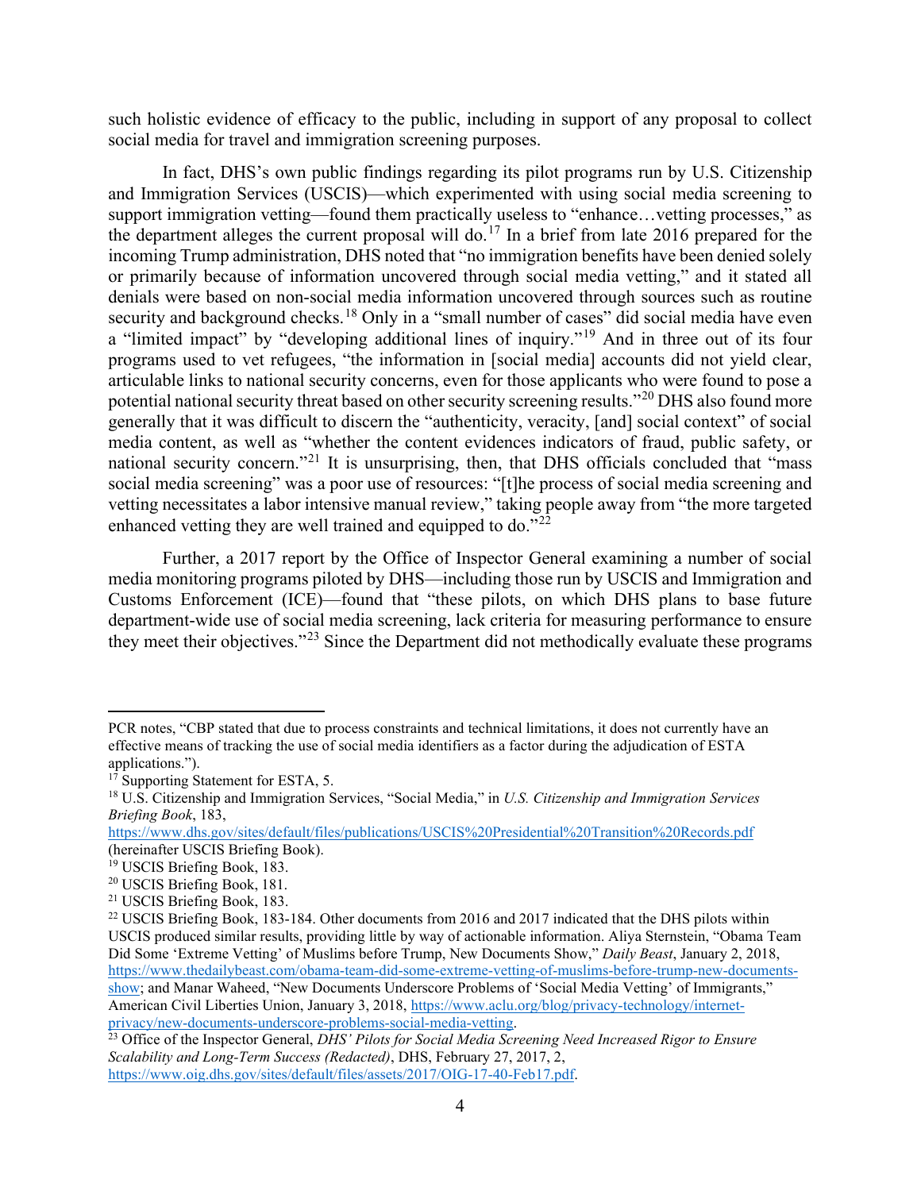such holistic evidence of efficacy to the public, including in support of any proposal to collect social media for travel and immigration screening purposes.

In fact, DHS's own public findings regarding its pilot programs run by U.S. Citizenship and Immigration Services (USCIS)—which experimented with using social media screening to support immigration vetting—found them practically useless to "enhance…vetting processes," as the department alleges the current proposal will do.[17] In a brief from late 2016 prepared for the incoming Trump administration, DHS noted that "no immigration benefits have been denied solely or primarily because of information uncovered through social media vetting," and it stated all denials were based on non-social media information uncovered through sources such as routine security and background checks.[18] Only in a "small number of cases" did social media have even a "limited impact" by "developing additional lines of inquiry."[19] And in three out of its four programs used to vet refugees, "the information in [social media] accounts did not yield clear, articulable links to national security concerns, even for those applicants who were found to pose a potential national security threat based on other security screening results."[20] DHS also found more generally that it was difficult to discern the "authenticity, veracity, [and] social context" of social media content, as well as "whether the content evidences indicators of fraud, public safety, or national security concern."[21] It is unsurprising, then, that DHS officials concluded that "mass social media screening" was a poor use of resources: "[t]he process of social media screening and vetting necessitates a labor intensive manual review," taking people away from "the more targeted enhanced vetting they are well trained and equipped to do."[22]

Further, a 2017 report by the Office of Inspector General examining a number of social media monitoring programs piloted by DHS—including those run by USCIS and Immigration and Customs Enforcement (ICE)—found that "these pilots, on which DHS plans to base future department-wide use of social media screening, lack criteria for measuring performance to ensure they meet their objectives."[23] Since the Department did not methodically evaluate these programs

---

PCR notes, "CBP stated that due to process constraints and technical limitations, it does not currently have an effective means of tracking the use of social media identifiers as a factor during the adjudication of ESTA applications.").

[17] Supporting Statement for ESTA, 5.

[18] U.S. Citizenship and Immigration Services, "Social Media," in *U.S. Citizenship and Immigration Services Briefing Book*, 183, https://www.dhs.gov/sites/default/files/publications/USCIS%20Presidential%20Transition%20Records.pdf (hereinafter USCIS Briefing Book).

[19] USCIS Briefing Book, 183.

[20] USCIS Briefing Book, 181.

[21] USCIS Briefing Book, 183.

[22] USCIS Briefing Book, 183-184. Other documents from 2016 and 2017 indicated that the DHS pilots within USCIS produced similar results, providing little by way of actionable information. Aliya Sternstein, "Obama Team Did Some 'Extreme Vetting' of Muslims before Trump, New Documents Show," *Daily Beast*, January 2, 2018, https://www.thedailybeast.com/obama-team-did-some-extreme-vetting-of-muslims-before-trump-new-documents-show; and Manar Waheed, "New Documents Underscore Problems of 'Social Media Vetting' of Immigrants," American Civil Liberties Union, January 3, 2018, https://www.aclu.org/blog/privacy-technology/internet-privacy/new-documents-underscore-problems-social-media-vetting.

[23] Office of the Inspector General, *DHS' Pilots for Social Media Screening Need Increased Rigor to Ensure Scalability and Long-Term Success (Redacted)*, DHS, February 27, 2017, 2, https://www.oig.dhs.gov/sites/default/files/assets/2017/OIG-17-40-Feb17.pdf.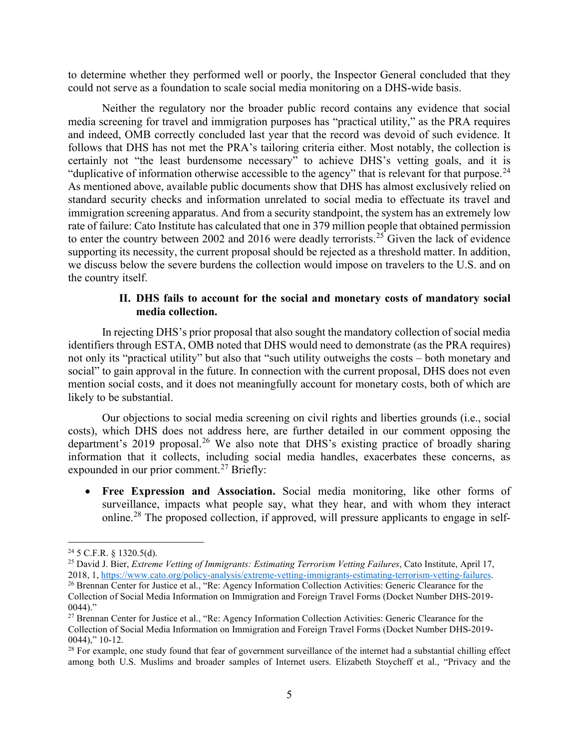to determine whether they performed well or poorly, the Inspector General concluded that they could not serve as a foundation to scale social media monitoring on a DHS-wide basis.

Neither the regulatory nor the broader public record contains any evidence that social media screening for travel and immigration purposes has "practical utility," as the PRA requires and indeed, OMB correctly concluded last year that the record was devoid of such evidence. It follows that DHS has not met the PRA's tailoring criteria either. Most notably, the collection is certainly not "the least burdensome necessary" to achieve DHS's vetting goals, and it is "duplicative of information otherwise accessible to the agency" that is relevant for that purpose.[24] As mentioned above, available public documents show that DHS has almost exclusively relied on standard security checks and information unrelated to social media to effectuate its travel and immigration screening apparatus. And from a security standpoint, the system has an extremely low rate of failure: Cato Institute has calculated that one in 379 million people that obtained permission to enter the country between 2002 and 2016 were deadly terrorists.[25] Given the lack of evidence supporting its necessity, the current proposal should be rejected as a threshold matter. In addition, we discuss below the severe burdens the collection would impose on travelers to the U.S. and on the country itself.

## II. DHS fails to account for the social and monetary costs of mandatory social media collection.

In rejecting DHS's prior proposal that also sought the mandatory collection of social media identifiers through ESTA, OMB noted that DHS would need to demonstrate (as the PRA requires) not only its "practical utility" but also that "such utility outweighs the costs – both monetary and social" to gain approval in the future. In connection with the current proposal, DHS does not even mention social costs, and it does not meaningfully account for monetary costs, both of which are likely to be substantial.

Our objections to social media screening on civil rights and liberties grounds (i.e., social costs), which DHS does not address here, are further detailed in our comment opposing the department's 2019 proposal.[26] We also note that DHS's existing practice of broadly sharing information that it collects, including social media handles, exacerbates these concerns, as expounded in our prior comment.[27] Briefly:

- **Free Expression and Association.** Social media monitoring, like other forms of surveillance, impacts what people say, what they hear, and with whom they interact online.[28] The proposed collection, if approved, will pressure applicants to engage in self-

---

[24] 5 C.F.R. § 1320.5(d).

[25] David J. Bier, *Extreme Vetting of Immigrants: Estimating Terrorism Vetting Failures*, Cato Institute, April 17, 2018, 1, https://www.cato.org/policy-analysis/extreme-vetting-immigrants-estimating-terrorism-vetting-failures.

[26] Brennan Center for Justice et al., "Re: Agency Information Collection Activities: Generic Clearance for the Collection of Social Media Information on Immigration and Foreign Travel Forms (Docket Number DHS-2019-0044)."

[27] Brennan Center for Justice et al., "Re: Agency Information Collection Activities: Generic Clearance for the Collection of Social Media Information on Immigration and Foreign Travel Forms (Docket Number DHS-2019-0044)," 10-12.

[28] For example, one study found that fear of government surveillance of the internet had a substantial chilling effect among both U.S. Muslims and broader samples of Internet users. Elizabeth Stoycheff et al., "Privacy and the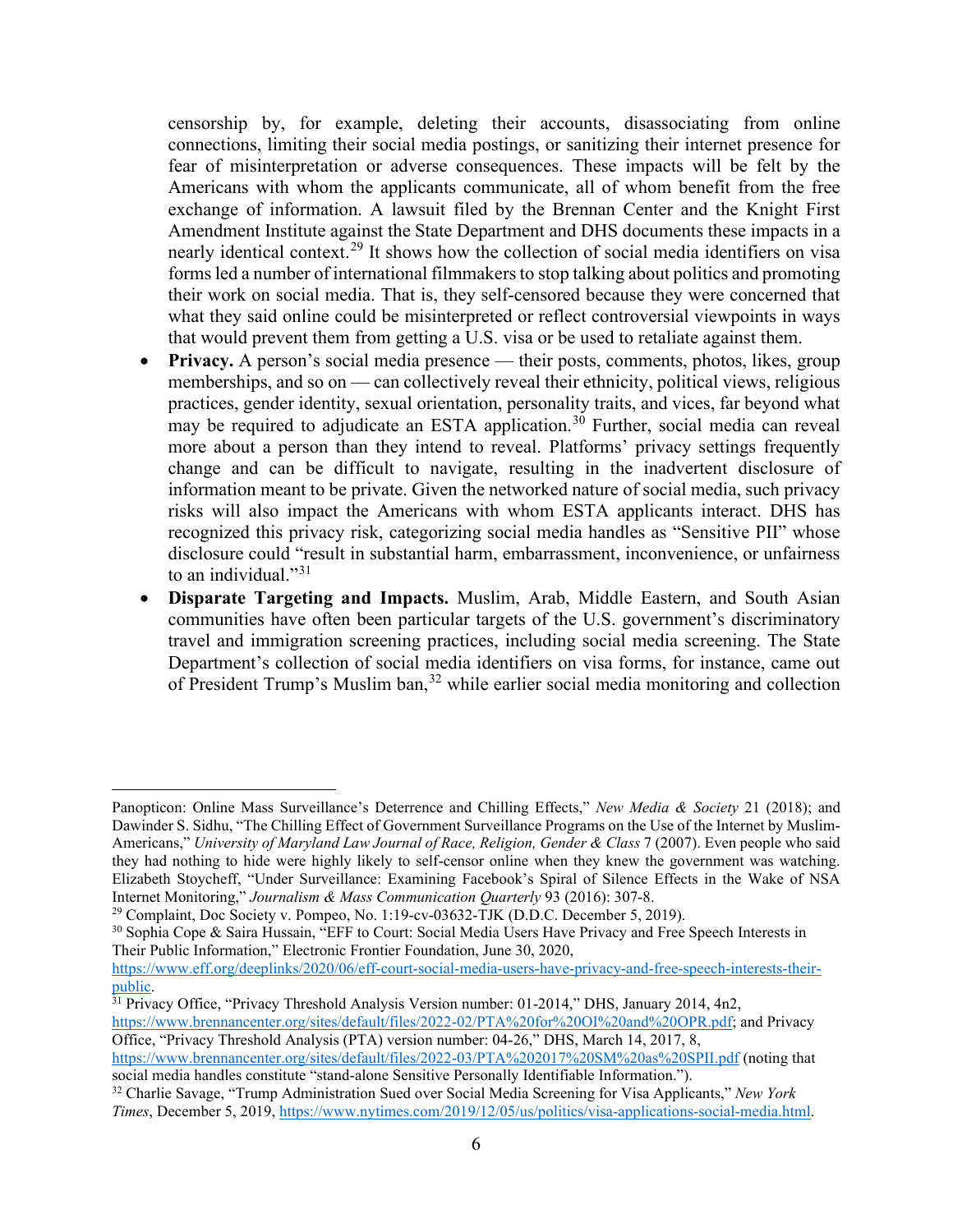censorship by, for example, deleting their accounts, disassociating from online connections, limiting their social media postings, or sanitizing their internet presence for fear of misinterpretation or adverse consequences. These impacts will be felt by the Americans with whom the applicants communicate, all of whom benefit from the free exchange of information. A lawsuit filed by the Brennan Center and the Knight First Amendment Institute against the State Department and DHS documents these impacts in a nearly identical context.[29] It shows how the collection of social media identifiers on visa forms led a number of international filmmakers to stop talking about politics and promoting their work on social media. That is, they self-censored because they were concerned that what they said online could be misinterpreted or reflect controversial viewpoints in ways that would prevent them from getting a U.S. visa or be used to retaliate against them.

- **Privacy.** A person's social media presence — their posts, comments, photos, likes, group memberships, and so on — can collectively reveal their ethnicity, political views, religious practices, gender identity, sexual orientation, personality traits, and vices, far beyond what may be required to adjudicate an ESTA application.[30] Further, social media can reveal more about a person than they intend to reveal. Platforms' privacy settings frequently change and can be difficult to navigate, resulting in the inadvertent disclosure of information meant to be private. Given the networked nature of social media, such privacy risks will also impact the Americans with whom ESTA applicants interact. DHS has recognized this privacy risk, categorizing social media handles as "Sensitive PII" whose disclosure could "result in substantial harm, embarrassment, inconvenience, or unfairness to an individual."[31]
- **Disparate Targeting and Impacts.** Muslim, Arab, Middle Eastern, and South Asian communities have often been particular targets of the U.S. government's discriminatory travel and immigration screening practices, including social media screening. The State Department's collection of social media identifiers on visa forms, for instance, came out of President Trump's Muslim ban,[32] while earlier social media monitoring and collection

---

Panopticon: Online Mass Surveillance's Deterrence and Chilling Effects," *New Media & Society* 21 (2018); and Dawinder S. Sidhu, "The Chilling Effect of Government Surveillance Programs on the Use of the Internet by Muslim-Americans," *University of Maryland Law Journal of Race, Religion, Gender & Class* 7 (2007). Even people who said they had nothing to hide were highly likely to self-censor online when they knew the government was watching. Elizabeth Stoycheff, "Under Surveillance: Examining Facebook's Spiral of Silence Effects in the Wake of NSA Internet Monitoring," *Journalism & Mass Communication Quarterly* 93 (2016): 307-8.

[29] Complaint, Doc Society v. Pompeo, No. 1:19-cv-03632-TJK (D.D.C. December 5, 2019).

[30] Sophia Cope & Saira Hussain, "EFF to Court: Social Media Users Have Privacy and Free Speech Interests in Their Public Information," Electronic Frontier Foundation, June 30, 2020, https://www.eff.org/deeplinks/2020/06/eff-court-social-media-users-have-privacy-and-free-speech-interests-their-public.

[31] Privacy Office, "Privacy Threshold Analysis Version number: 01-2014," DHS, January 2014, 4n2, https://www.brennancenter.org/sites/default/files/2022-02/PTA%20for%20OI%20and%20OPR.pdf; and Privacy Office, "Privacy Threshold Analysis (PTA) version number: 04-26," DHS, March 14, 2017, 8, https://www.brennancenter.org/sites/default/files/2022-03/PTA%202017%20SM%20as%20SPII.pdf (noting that social media handles constitute "stand-alone Sensitive Personally Identifiable Information.").

[32] Charlie Savage, "Trump Administration Sued over Social Media Screening for Visa Applicants," *New York Times*, December 5, 2019, https://www.nytimes.com/2019/12/05/us/politics/visa-applications-social-media.html.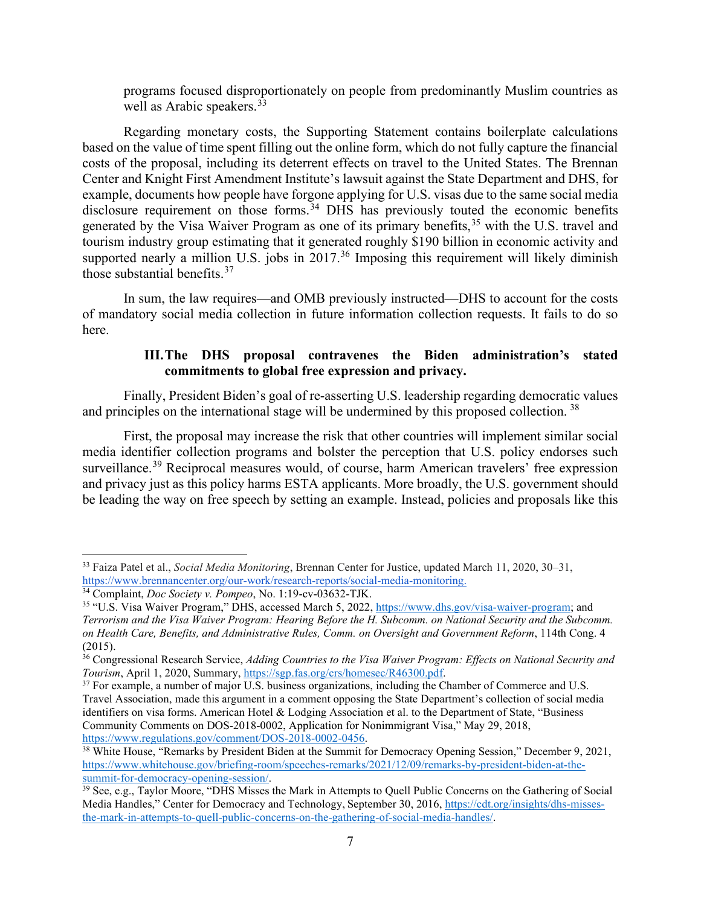programs focused disproportionately on people from predominantly Muslim countries as well as Arabic speakers.[33]

Regarding monetary costs, the Supporting Statement contains boilerplate calculations based on the value of time spent filling out the online form, which do not fully capture the financial costs of the proposal, including its deterrent effects on travel to the United States. The Brennan Center and Knight First Amendment Institute's lawsuit against the State Department and DHS, for example, documents how people have forgone applying for U.S. visas due to the same social media disclosure requirement on those forms.[34] DHS has previously touted the economic benefits generated by the Visa Waiver Program as one of its primary benefits,[35] with the U.S. travel and tourism industry group estimating that it generated roughly $190 billion in economic activity and supported nearly a million U.S. jobs in 2017.[36] Imposing this requirement will likely diminish those substantial benefits.[37]

In sum, the law requires—and OMB previously instructed—DHS to account for the costs of mandatory social media collection in future information collection requests. It fails to do so here.

### III. The DHS proposal contravenes the Biden administration's stated commitments to global free expression and privacy.

Finally, President Biden's goal of re-asserting U.S. leadership regarding democratic values and principles on the international stage will be undermined by this proposed collection.[38]

First, the proposal may increase the risk that other countries will implement similar social media identifier collection programs and bolster the perception that U.S. policy endorses such surveillance.[39] Reciprocal measures would, of course, harm American travelers' free expression and privacy just as this policy harms ESTA applicants. More broadly, the U.S. government should be leading the way on free speech by setting an example. Instead, policies and proposals like this

---

[33] Faiza Patel et al., *Social Media Monitoring*, Brennan Center for Justice, updated March 11, 2020, 30–31, https://www.brennancenter.org/our-work/research-reports/social-media-monitoring.

[34] Complaint, *Doc Society v. Pompeo*, No. 1:19-cv-03632-TJK.

[35] "U.S. Visa Waiver Program," DHS, accessed March 5, 2022, https://www.dhs.gov/visa-waiver-program; and *Terrorism and the Visa Waiver Program: Hearing Before the H. Subcomm. on National Security and the Subcomm. on Health Care, Benefits, and Administrative Rules, Comm. on Oversight and Government Reform*, 114th Cong. 4 (2015).

[36] Congressional Research Service, *Adding Countries to the Visa Waiver Program: Effects on National Security and Tourism*, April 1, 2020, Summary, https://sgp.fas.org/crs/homesec/R46300.pdf.

[37] For example, a number of major U.S. business organizations, including the Chamber of Commerce and U.S. Travel Association, made this argument in a comment opposing the State Department's collection of social media identifiers on visa forms. American Hotel & Lodging Association et al. to the Department of State, "Business Community Comments on DOS-2018-0002, Application for Nonimmigrant Visa," May 29, 2018, https://www.regulations.gov/comment/DOS-2018-0002-0456.

[38] White House, "Remarks by President Biden at the Summit for Democracy Opening Session," December 9, 2021, https://www.whitehouse.gov/briefing-room/speeches-remarks/2021/12/09/remarks-by-president-biden-at-the-summit-for-democracy-opening-session/.

[39] See, e.g., Taylor Moore, "DHS Misses the Mark in Attempts to Quell Public Concerns on the Gathering of Social Media Handles," Center for Democracy and Technology, September 30, 2016, https://cdt.org/insights/dhs-misses-the-mark-in-attempts-to-quell-public-concerns-on-the-gathering-of-social-media-handles/.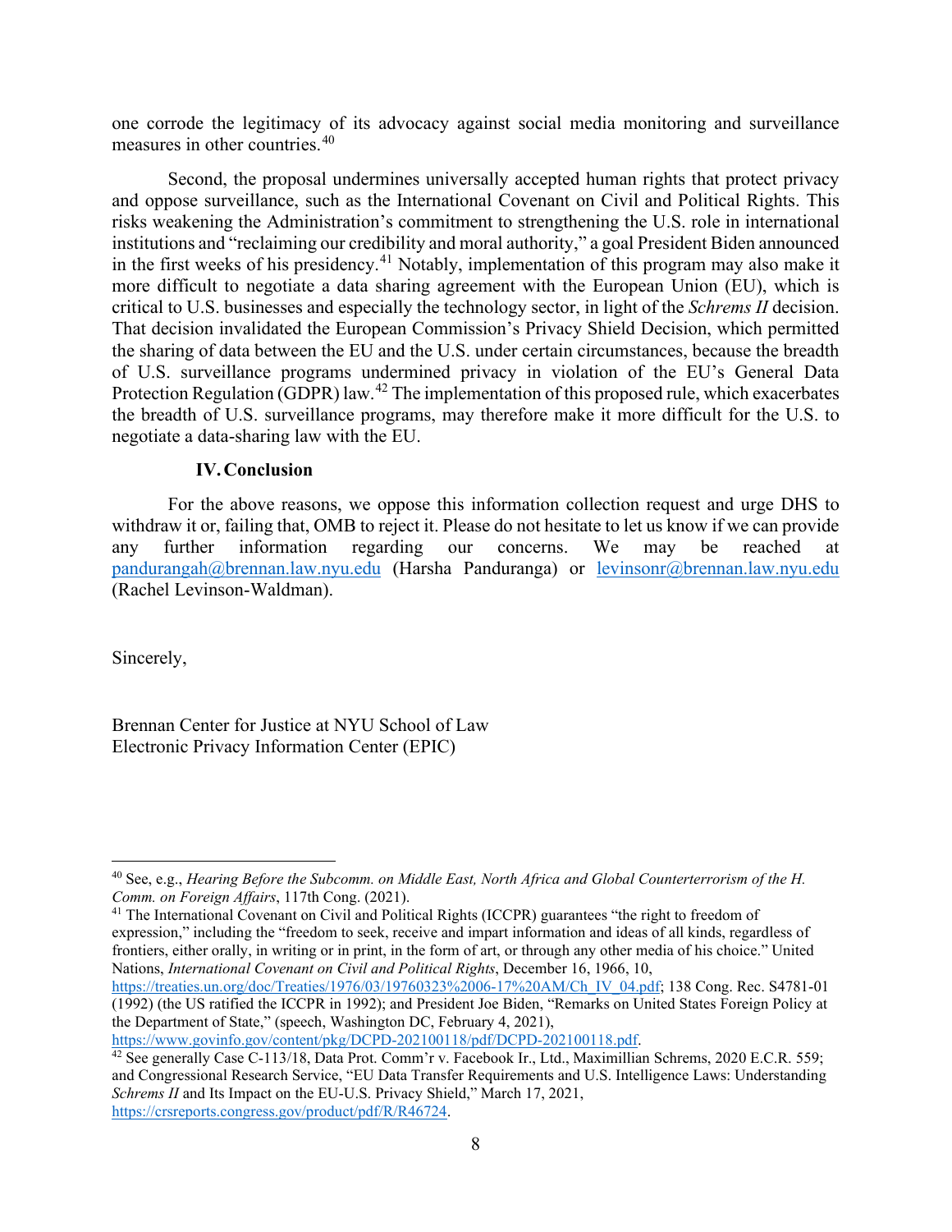one corrode the legitimacy of its advocacy against social media monitoring and surveillance measures in other countries.[40]

Second, the proposal undermines universally accepted human rights that protect privacy and oppose surveillance, such as the International Covenant on Civil and Political Rights. This risks weakening the Administration's commitment to strengthening the U.S. role in international institutions and "reclaiming our credibility and moral authority," a goal President Biden announced in the first weeks of his presidency.[41] Notably, implementation of this program may also make it more difficult to negotiate a data sharing agreement with the European Union (EU), which is critical to U.S. businesses and especially the technology sector, in light of the *Schrems II* decision. That decision invalidated the European Commission's Privacy Shield Decision, which permitted the sharing of data between the EU and the U.S. under certain circumstances, because the breadth of U.S. surveillance programs undermined privacy in violation of the EU's General Data Protection Regulation (GDPR) law.[42] The implementation of this proposed rule, which exacerbates the breadth of U.S. surveillance programs, may therefore make it more difficult for the U.S. to negotiate a data-sharing law with the EU.

## IV. Conclusion

For the above reasons, we oppose this information collection request and urge DHS to withdraw it or, failing that, OMB to reject it. Please do not hesitate to let us know if we can provide any further information regarding our concerns. We may be reached at pandurangah@brennan.law.nyu.edu (Harsha Panduranga) or levinsonr@brennan.law.nyu.edu (Rachel Levinson-Waldman).

Sincerely,

Brennan Center for Justice at NYU School of Law
Electronic Privacy Information Center (EPIC)

---

[40] See, e.g., *Hearing Before the Subcomm. on Middle East, North Africa and Global Counterterrorism of the H. Comm. on Foreign Affairs*, 117th Cong. (2021).

[41] The International Covenant on Civil and Political Rights (ICCPR) guarantees "the right to freedom of expression," including the "freedom to seek, receive and impart information and ideas of all kinds, regardless of frontiers, either orally, in writing or in print, in the form of art, or through any other media of his choice." United Nations, *International Covenant on Civil and Political Rights*, December 16, 1966, 10, https://treaties.un.org/doc/Treaties/1976/03/19760323%2006-17%20AM/Ch_IV_04.pdf; 138 Cong. Rec. S4781-01 (1992) (the US ratified the ICCPR in 1992); and President Joe Biden, "Remarks on United States Foreign Policy at the Department of State," (speech, Washington DC, February 4, 2021), https://www.govinfo.gov/content/pkg/DCPD-202100118/pdf/DCPD-202100118.pdf.

[42] See generally Case C-113/18, Data Prot. Comm'r v. Facebook Ir., Ltd., Maximillian Schrems, 2020 E.C.R. 559; and Congressional Research Service, "EU Data Transfer Requirements and U.S. Intelligence Laws: Understanding *Schrems II* and Its Impact on the EU-U.S. Privacy Shield," March 17, 2021, https://crsreports.congress.gov/product/pdf/R/R46724.